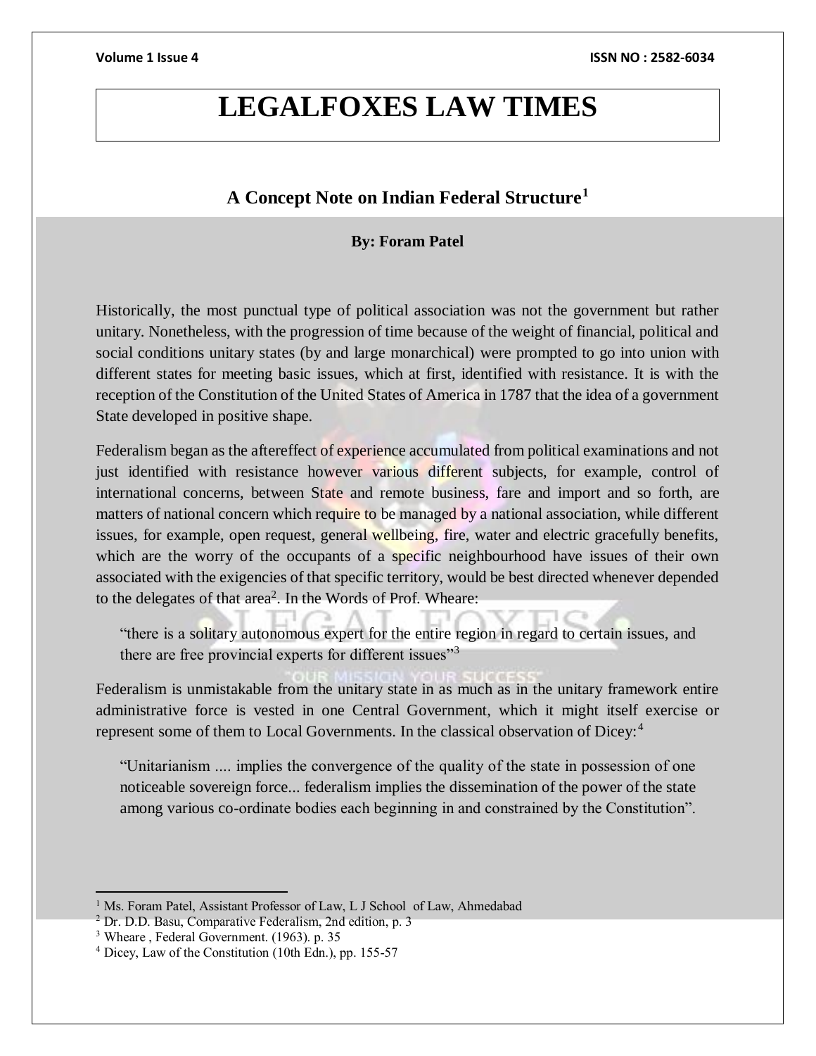# LEGALFOXES LAW TIMES

## A Concept Note on Indian Federal Structure[1]

**By: Foram Patel**

Historically, the most punctual type of political association was not the government but rather unitary. Nonetheless, with the progression of time because of the weight of financial, political and social conditions unitary states (by and large monarchical) were prompted to go into union with different states for meeting basic issues, which at first, identified with resistance. It is with the reception of the Constitution of the United States of America in 1787 that the idea of a government State developed in positive shape.

Federalism began as the aftereffect of experience accumulated from political examinations and not just identified with resistance however various different subjects, for example, control of international concerns, between State and remote business, fare and import and so forth, are matters of national concern which require to be managed by a national association, while different issues, for example, open request, general wellbeing, fire, water and electric gracefully benefits, which are the worry of the occupants of a specific neighbourhood have issues of their own associated with the exigencies of that specific territory, would be best directed whenever depended to the delegates of that area[2]. In the Words of Prof. Wheare:

> "there is a solitary autonomous expert for the entire region in regard to certain issues, and there are free provincial experts for different issues"[3]

Federalism is unmistakable from the unitary state in as much as in the unitary framework entire administrative force is vested in one Central Government, which it might itself exercise or represent some of them to Local Governments. In the classical observation of Dicey:[4]

> "Unitarianism .... implies the convergence of the quality of the state in possession of one noticeable sovereign force... federalism implies the dissemination of the power of the state among various co-ordinate bodies each beginning in and constrained by the Constitution".

---

[1] Ms. Foram Patel, Assistant Professor of Law, L J School of Law, Ahmedabad

[2] Dr. D.D. Basu, Comparative Federalism, 2nd edition, p. 3

[3] Wheare , Federal Government. (1963). p. 35

[4] Dicey, Law of the Constitution (10th Edn.), pp. 155-57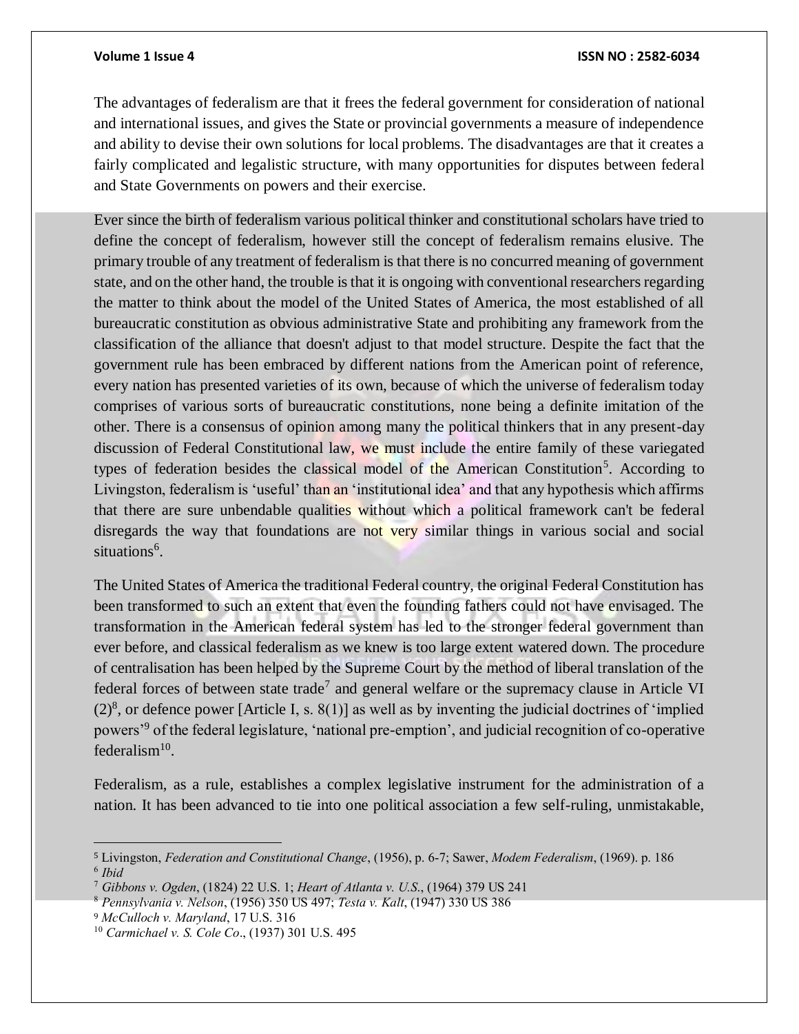The advantages of federalism are that it frees the federal government for consideration of national and international issues, and gives the State or provincial governments a measure of independence and ability to devise their own solutions for local problems. The disadvantages are that it creates a fairly complicated and legalistic structure, with many opportunities for disputes between federal and State Governments on powers and their exercise.

Ever since the birth of federalism various political thinker and constitutional scholars have tried to define the concept of federalism, however still the concept of federalism remains elusive. The primary trouble of any treatment of federalism is that there is no concurred meaning of government state, and on the other hand, the trouble is that it is ongoing with conventional researchers regarding the matter to think about the model of the United States of America, the most established of all bureaucratic constitution as obvious administrative State and prohibiting any framework from the classification of the alliance that doesn't adjust to that model structure. Despite the fact that the government rule has been embraced by different nations from the American point of reference, every nation has presented varieties of its own, because of which the universe of federalism today comprises of various sorts of bureaucratic constitutions, none being a definite imitation of the other. There is a consensus of opinion among many the political thinkers that in any present-day discussion of Federal Constitutional law, we must include the entire family of these variegated types of federation besides the classical model of the American Constitution[5]. According to Livingston, federalism is 'useful' than an 'institutional idea' and that any hypothesis which affirms that there are sure unbendable qualities without which a political framework can't be federal disregards the way that foundations are not very similar things in various social and social situations[6].

The United States of America the traditional Federal country, the original Federal Constitution has been transformed to such an extent that even the founding fathers could not have envisaged. The transformation in the American federal system has led to the stronger federal government than ever before, and classical federalism as we knew is too large extent watered down. The procedure of centralisation has been helped by the Supreme Court by the method of liberal translation of the federal forces of between state trade[7] and general welfare or the supremacy clause in Article VI (2)[8], or defence power [Article I, s. 8(1)] as well as by inventing the judicial doctrines of 'implied powers'[9] of the federal legislature, 'national pre-emption', and judicial recognition of co-operative federalism[10].

Federalism, as a rule, establishes a complex legislative instrument for the administration of a nation. It has been advanced to tie into one political association a few self-ruling, unmistakable,

---

[5] Livingston, *Federation and Constitutional Change*, (1956), p. 6-7; Sawer, *Modem Federalism*, (1969). p. 186

[6] *Ibid*

[7] *Gibbons v. Ogden*, (1824) 22 U.S. 1; *Heart of Atlanta v. U.S.*, (1964) 379 US 241

[8] *Pennsylvania v. Nelson*, (1956) 350 US 497; *Testa v. Kalt*, (1947) 330 US 386

[9] *McCulloch v. Maryland*, 17 U.S. 316

[10] *Carmichael v. S. Cole Co*., (1937) 301 U.S. 495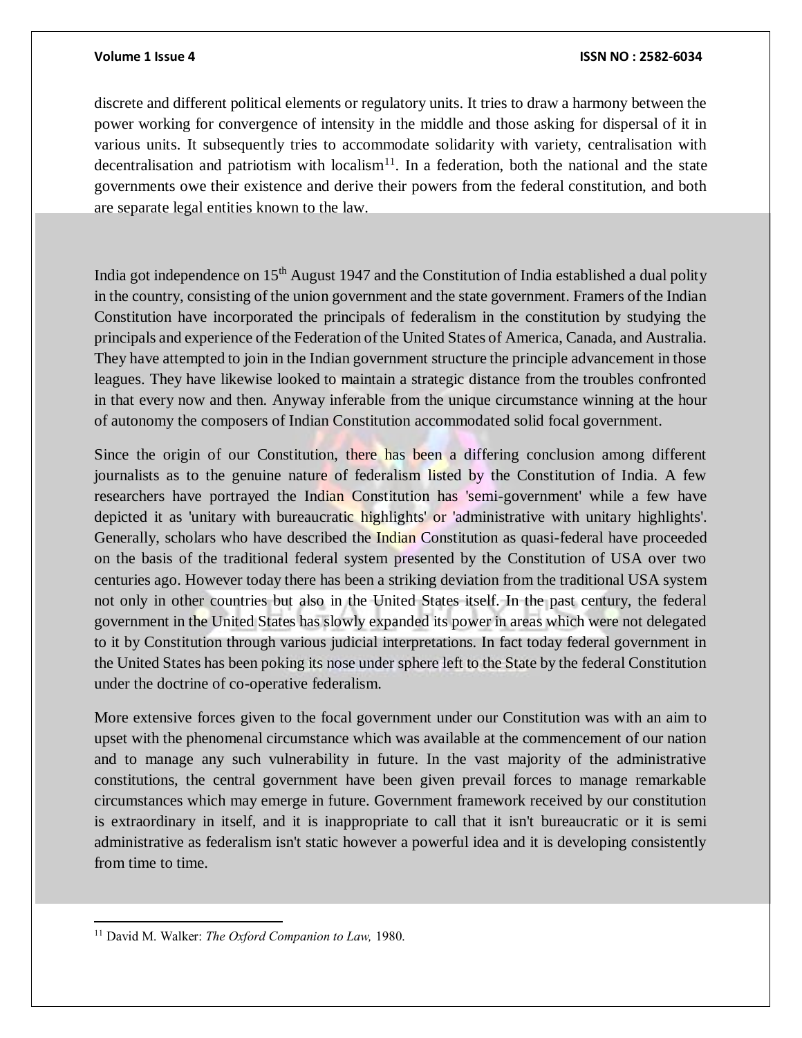discrete and different political elements or regulatory units. It tries to draw a harmony between the power working for convergence of intensity in the middle and those asking for dispersal of it in various units. It subsequently tries to accommodate solidarity with variety, centralisation with decentralisation and patriotism with localism[11]. In a federation, both the national and the state governments owe their existence and derive their powers from the federal constitution, and both are separate legal entities known to the law.

India got independence on 15th August 1947 and the Constitution of India established a dual polity in the country, consisting of the union government and the state government. Framers of the Indian Constitution have incorporated the principals of federalism in the constitution by studying the principals and experience of the Federation of the United States of America, Canada, and Australia. They have attempted to join in the Indian government structure the principle advancement in those leagues. They have likewise looked to maintain a strategic distance from the troubles confronted in that every now and then. Anyway inferable from the unique circumstance winning at the hour of autonomy the composers of Indian Constitution accommodated solid focal government.

Since the origin of our Constitution, there has been a differing conclusion among different journalists as to the genuine nature of federalism listed by the Constitution of India. A few researchers have portrayed the Indian Constitution has 'semi-government' while a few have depicted it as 'unitary with bureaucratic highlights' or 'administrative with unitary highlights'. Generally, scholars who have described the Indian Constitution as quasi-federal have proceeded on the basis of the traditional federal system presented by the Constitution of USA over two centuries ago. However today there has been a striking deviation from the traditional USA system not only in other countries but also in the United States itself. In the past century, the federal government in the United States has slowly expanded its power in areas which were not delegated to it by Constitution through various judicial interpretations. In fact today federal government in the United States has been poking its nose under sphere left to the State by the federal Constitution under the doctrine of co-operative federalism.

More extensive forces given to the focal government under our Constitution was with an aim to upset with the phenomenal circumstance which was available at the commencement of our nation and to manage any such vulnerability in future. In the vast majority of the administrative constitutions, the central government have been given prevail forces to manage remarkable circumstances which may emerge in future. Government framework received by our constitution is extraordinary in itself, and it is inappropriate to call that it isn't bureaucratic or it is semi administrative as federalism isn't static however a powerful idea and it is developing consistently from time to time.

---

[11] David M. Walker: *The Oxford Companion to Law,* 1980.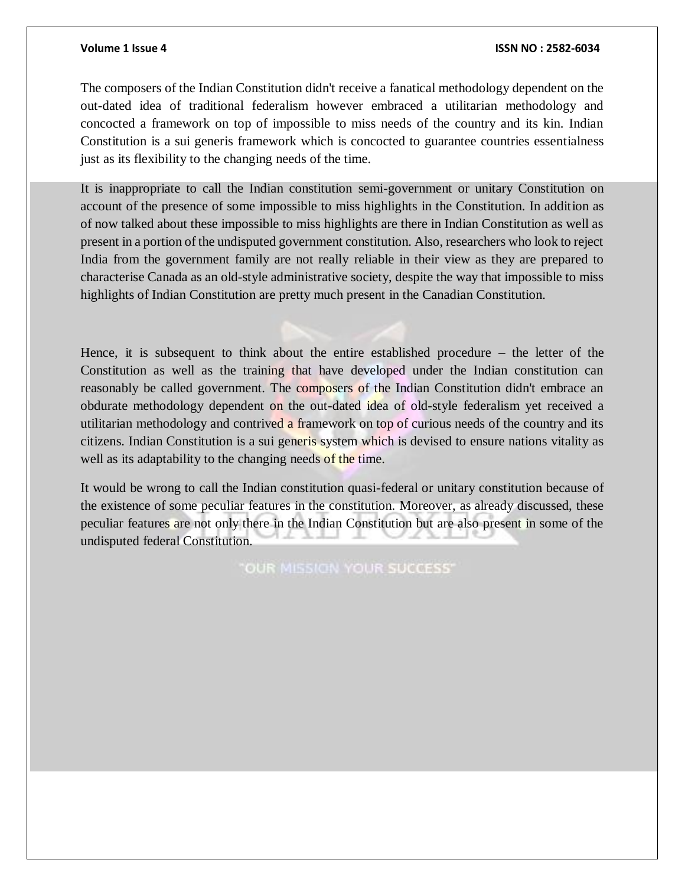The composers of the Indian Constitution didn't receive a fanatical methodology dependent on the out-dated idea of traditional federalism however embraced a utilitarian methodology and concocted a framework on top of impossible to miss needs of the country and its kin. Indian Constitution is a sui generis framework which is concocted to guarantee countries essentialness just as its flexibility to the changing needs of the time.

It is inappropriate to call the Indian constitution semi-government or unitary Constitution on account of the presence of some impossible to miss highlights in the Constitution. In addition as of now talked about these impossible to miss highlights are there in Indian Constitution as well as present in a portion of the undisputed government constitution. Also, researchers who look to reject India from the government family are not really reliable in their view as they are prepared to characterise Canada as an old-style administrative society, despite the way that impossible to miss highlights of Indian Constitution are pretty much present in the Canadian Constitution.

Hence, it is subsequent to think about the entire established procedure – the letter of the Constitution as well as the training that have developed under the Indian constitution can reasonably be called government. The composers of the Indian Constitution didn't embrace an obdurate methodology dependent on the out-dated idea of old-style federalism yet received a utilitarian methodology and contrived a framework on top of curious needs of the country and its citizens. Indian Constitution is a sui generis system which is devised to ensure nations vitality as well as its adaptability to the changing needs of the time.

It would be wrong to call the Indian constitution quasi-federal or unitary constitution because of the existence of some peculiar features in the constitution. Moreover, as already discussed, these peculiar features are not only there in the Indian Constitution but are also present in some of the undisputed federal Constitution.